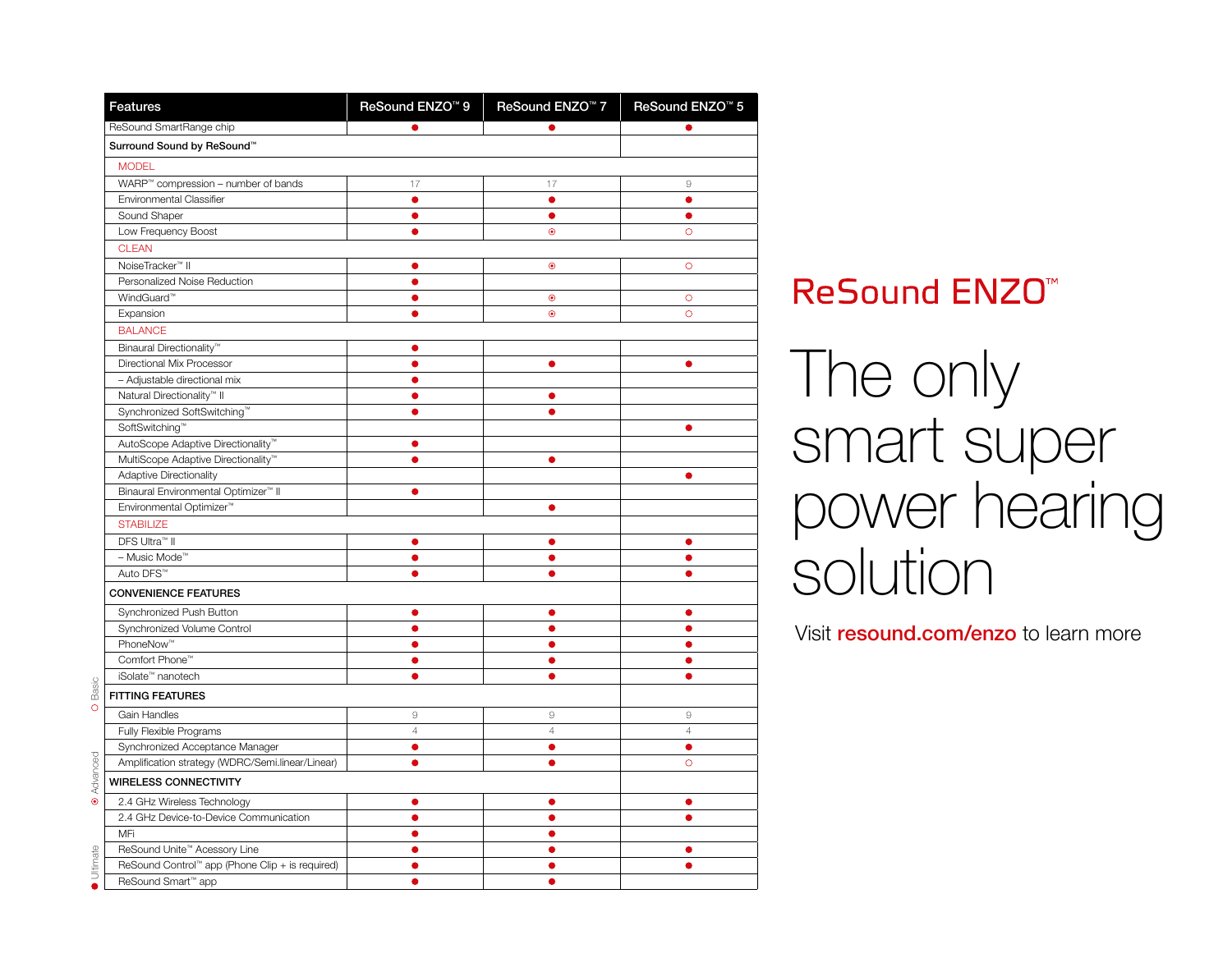| Features | ReSound ENZO™ 9 | ReSound ENZO™ 7 | ReSound ENZO™ 5 |
|---|---|---|---|
| ReSound SmartRange chip | ● | ● | ● |
| **Surround Sound by ReSound™** | | | |
| MODEL | | | |
| WARP™ compression – number of bands | 17 | 17 | 9 |
| Environmental Classifier | ● | ● | ● |
| Sound Shaper | ● | ● | ● |
| Low Frequency Boost | ● | ⦿ | ○ |
| CLEAN | | | |
| NoiseTracker™ II | ● | ⦿ | ○ |
| Personalized Noise Reduction | ● | | |
| WindGuard™ | ● | ⦿ | ○ |
| Expansion | ● | ⦿ | ○ |
| BALANCE | | | |
| Binaural Directionality™ | ● | | |
| Directional Mix Processor | ● | ● | ● |
| – Adjustable directional mix | ● | | |
| Natural Directionality™ II | ● | ● | |
| Synchronized SoftSwitching™ | ● | ● | |
| SoftSwitching™ | | | ● |
| AutoScope Adaptive Directionality™ | ● | | |
| MultiScope Adaptive Directionality™ | ● | ● | |
| Adaptive Directionality | | | ● |
| Binaural Environmental Optimizer™ II | ● | | |
| Environmental Optimizer™ | | ● | |
| STABILIZE | | | |
| DFS Ultra™ II | ● | ● | ● |
| – Music Mode™ | ● | ● | ● |
| Auto DFS™ | ● | ● | ● |
| **CONVENIENCE FEATURES** | | | |
| Synchronized Push Button | ● | ● | ● |
| Synchronized Volume Control | ● | ● | ● |
| PhoneNow™ | ● | ● | ● |
| Comfort Phone™ | ● | ● | ● |
| iSolate™ nanotech | ● | ● | ● |
| **FITTING FEATURES** | | | |
| Gain Handles | 9 | 9 | 9 |
| Fully Flexible Programs | 4 | 4 | 4 |
| Synchronized Acceptance Manager | ● | ● | ● |
| Amplification strategy (WDRC/Semi.linear/Linear) | ● | ● | ○ |
| **WIRELESS CONNECTIVITY** | | | |
| 2.4 GHz Wireless Technology | ● | ● | ● |
| 2.4 GHz Device-to-Device Communication | ● | ● | ● |
| MFi | ● | ● | |
| ReSound Unite™ Acessory Line | ● | ● | ● |
| ReSound Control™ app (Phone Clip + is required) | ● | ● | ● |
| ReSound Smart™ app | ● | ● | |

● Ultimate ⦿ Advanced ○ Basic

# ReSound ENZO™

## The only smart super power hearing solution

Visit **resound.com/enzo** to learn more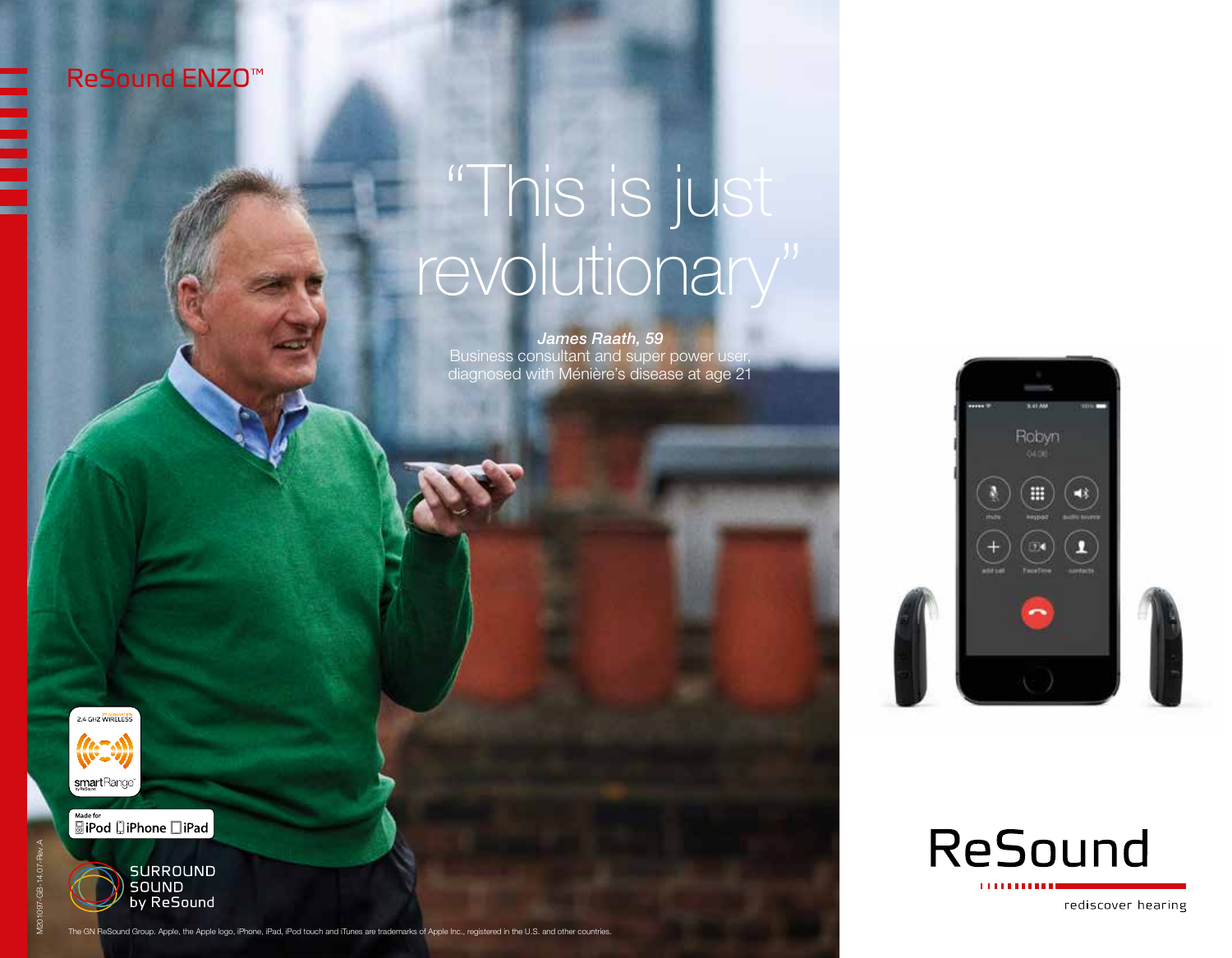ReSound ENZO™

# “This is just revolutionary”

***James Raath, 59***
Business consultant and super power user, diagnosed with Ménière’s disease at age 21

2.4 GHZ WIRELESS

smartRange

Made for iPod iPhone iPad

SURROUND SOUND by ReSound

ReSound

rediscover hearing

M201097-GB-14.07-Rev.A

The GN ReSound Group. Apple, the Apple logo, iPhone, iPad, iPod touch and iTunes are trademarks of Apple Inc., registered in the U.S. and other countries.